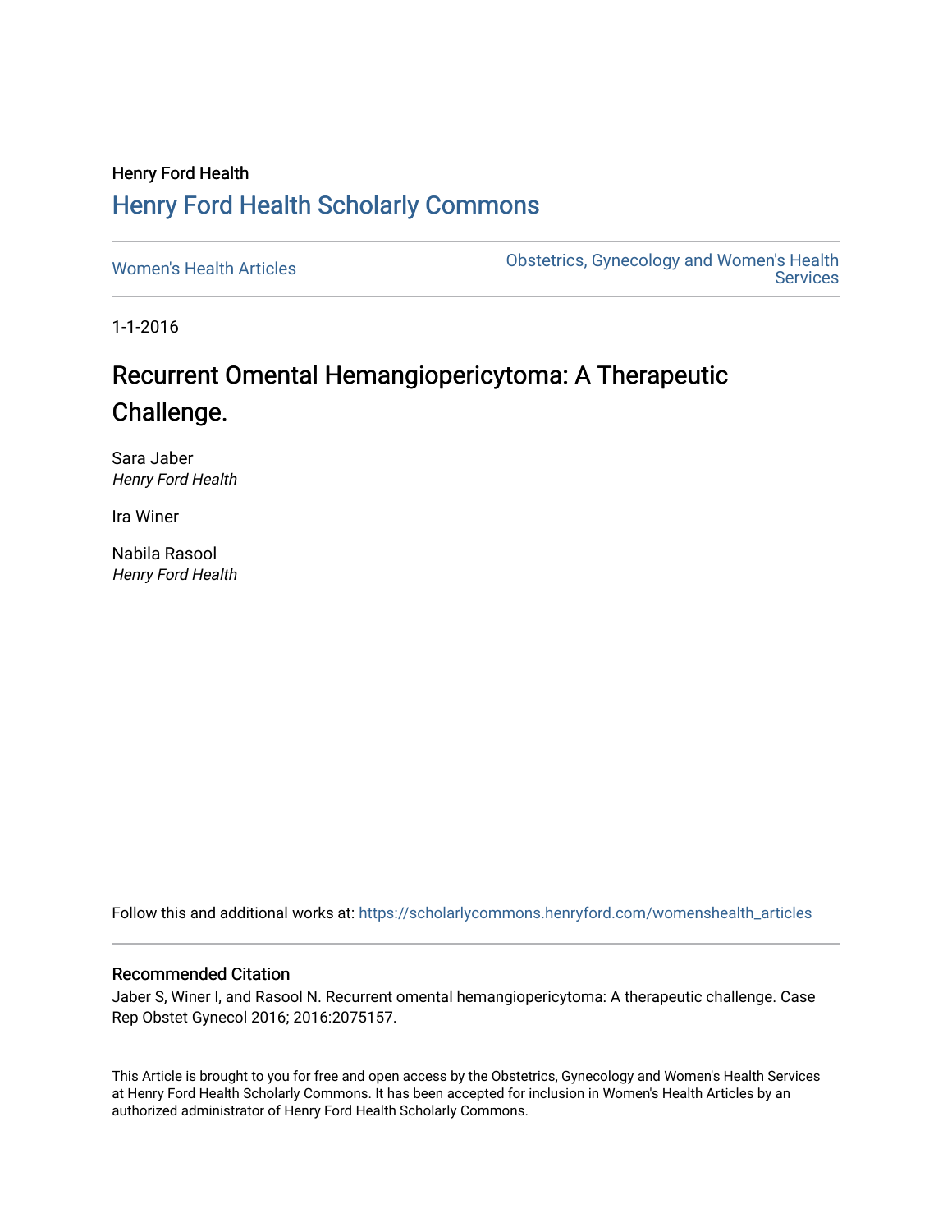Henry Ford Health

# Henry Ford Health Scholarly Commons

Women's Health Articles

Obstetrics, Gynecology and Women's Health Services

1-1-2016

# Recurrent Omental Hemangiopericytoma: A Therapeutic Challenge.

Sara Jaber
*Henry Ford Health*

Ira Winer

Nabila Rasool
*Henry Ford Health*

Follow this and additional works at: https://scholarlycommons.henryford.com/womenshealth_articles

## Recommended Citation

Jaber S, Winer I, and Rasool N. Recurrent omental hemangiopericytoma: A therapeutic challenge. Case Rep Obstet Gynecol 2016; 2016:2075157.

This Article is brought to you for free and open access by the Obstetrics, Gynecology and Women's Health Services at Henry Ford Health Scholarly Commons. It has been accepted for inclusion in Women's Health Articles by an authorized administrator of Henry Ford Health Scholarly Commons.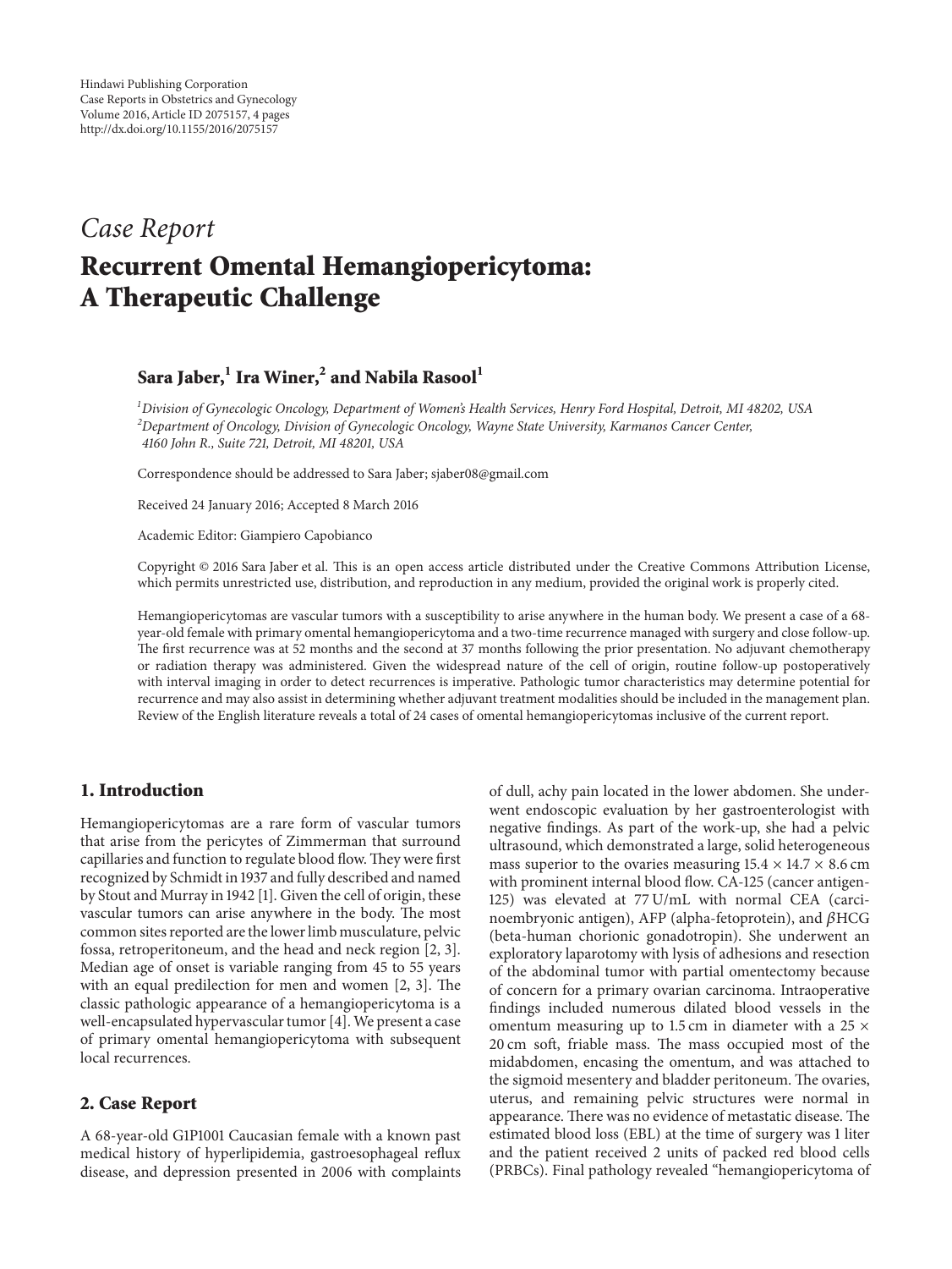*Case Report*

# Recurrent Omental Hemangiopericytoma: A Therapeutic Challenge

**Sara Jaber,[1] Ira Winer,[2] and Nabila Rasool[1]**

[1]*Division of Gynecologic Oncology, Department of Women's Health Services, Henry Ford Hospital, Detroit, MI 48202, USA*
[2]*Department of Oncology, Division of Gynecologic Oncology, Wayne State University, Karmanos Cancer Center, 4160 John R., Suite 721, Detroit, MI 48201, USA*

Correspondence should be addressed to Sara Jaber; sjaber08@gmail.com

Received 24 January 2016; Accepted 8 March 2016

Academic Editor: Giampiero Capobianco

Copyright © 2016 Sara Jaber et al. This is an open access article distributed under the Creative Commons Attribution License, which permits unrestricted use, distribution, and reproduction in any medium, provided the original work is properly cited.

Hemangiopericytomas are vascular tumors with a susceptibility to arise anywhere in the human body. We present a case of a 68-year-old female with primary omental hemangiopericytoma and a two-time recurrence managed with surgery and close follow-up. The first recurrence was at 52 months and the second at 37 months following the prior presentation. No adjuvant chemotherapy or radiation therapy was administered. Given the widespread nature of the cell of origin, routine follow-up postoperatively with interval imaging in order to detect recurrences is imperative. Pathologic tumor characteristics may determine potential for recurrence and may also assist in determining whether adjuvant treatment modalities should be included in the management plan. Review of the English literature reveals a total of 24 cases of omental hemangiopericytomas inclusive of the current report.

## 1. Introduction

Hemangiopericytomas are a rare form of vascular tumors that arise from the pericytes of Zimmerman that surround capillaries and function to regulate blood flow. They were first recognized by Schmidt in 1937 and fully described and named by Stout and Murray in 1942 [1]. Given the cell of origin, these vascular tumors can arise anywhere in the body. The most common sites reported are the lower limb musculature, pelvic fossa, retroperitoneum, and the head and neck region [2, 3]. Median age of onset is variable ranging from 45 to 55 years with an equal predilection for men and women [2, 3]. The classic pathologic appearance of a hemangiopericytoma is a well-encapsulated hypervascular tumor [4]. We present a case of primary omental hemangiopericytoma with subsequent local recurrences.

## 2. Case Report

A 68-year-old G1P1001 Caucasian female with a known past medical history of hyperlipidemia, gastroesophageal reflux disease, and depression presented in 2006 with complaints of dull, achy pain located in the lower abdomen. She underwent endoscopic evaluation by her gastroenterologist with negative findings. As part of the work-up, she had a pelvic ultrasound, which demonstrated a large, solid heterogeneous mass superior to the ovaries measuring $15.4 \times 14.7 \times 8.6$ cm with prominent internal blood flow. CA-125 (cancer antigen-125) was elevated at 77 U/mL with normal CEA (carcinoembryonic antigen), AFP (alpha-fetoprotein), and $\beta$HCG (beta-human chorionic gonadotropin). She underwent an exploratory laparotomy with lysis of adhesions and resection of the abdominal tumor with partial omentectomy because of concern for a primary ovarian carcinoma. Intraoperative findings included numerous dilated blood vessels in the omentum measuring up to 1.5 cm in diameter with a $25 \times 20$ cm soft, friable mass. The mass occupied most of the midabdomen, encasing the omentum, and was attached to the sigmoid mesentery and bladder peritoneum. The ovaries, uterus, and remaining pelvic structures were normal in appearance. There was no evidence of metastatic disease. The estimated blood loss (EBL) at the time of surgery was 1 liter and the patient received 2 units of packed red blood cells (PRBCs). Final pathology revealed "hemangiopericytoma of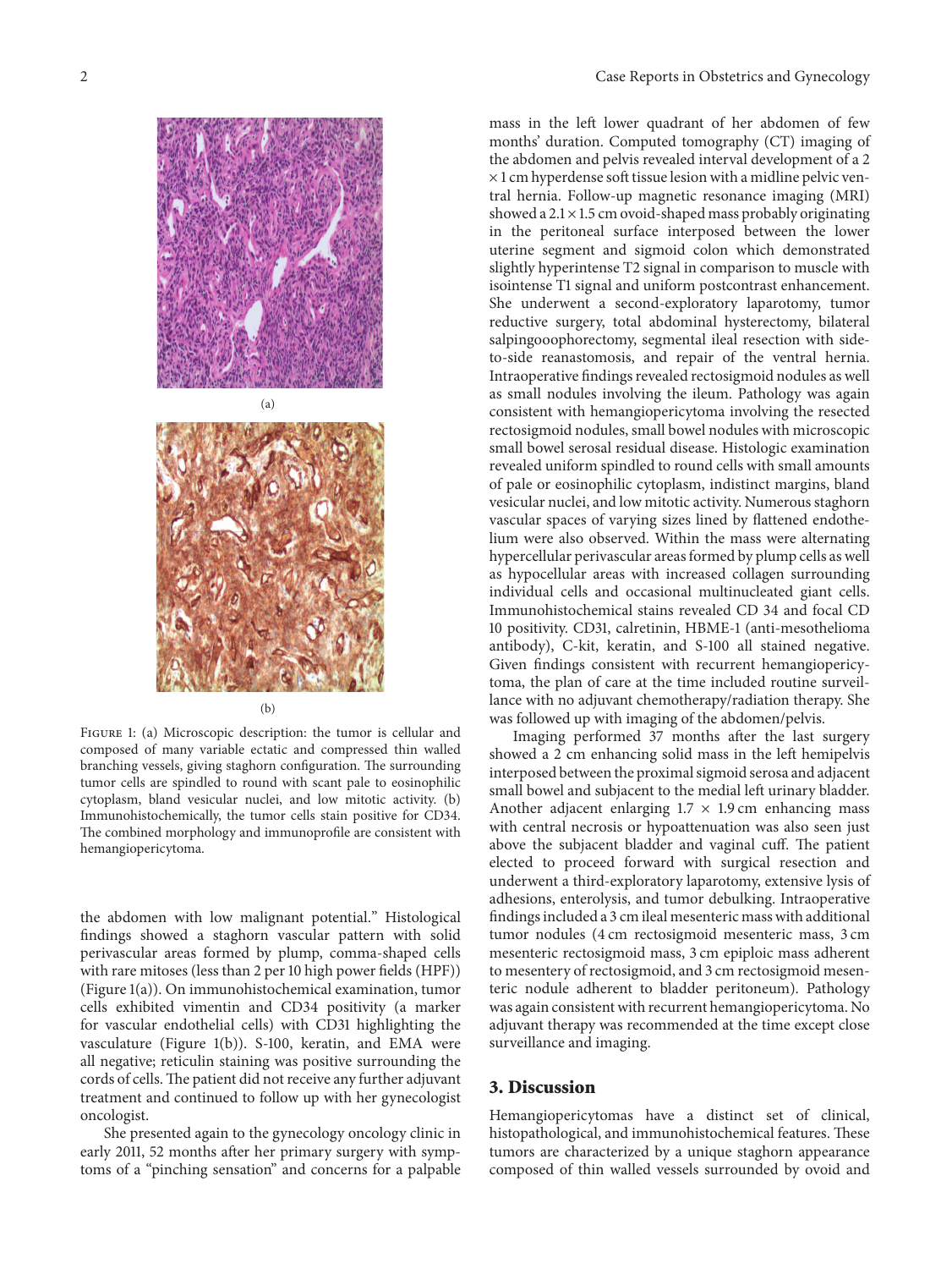Figure 1: (a) Microscopic description: the tumor is cellular and composed of many variable ectatic and compressed thin walled branching vessels, giving staghorn configuration. The surrounding tumor cells are spindled to round with scant pale to eosinophilic cytoplasm, bland vesicular nuclei, and low mitotic activity. (b) Immunohistochemically, the tumor cells stain positive for CD34. The combined morphology and immunoprofile are consistent with hemangiopericytoma.

the abdomen with low malignant potential." Histological findings showed a staghorn vascular pattern with solid perivascular areas formed by plump, comma-shaped cells with rare mitoses (less than 2 per 10 high power fields (HPF)) (Figure 1(a)). On immunohistochemical examination, tumor cells exhibited vimentin and CD34 positivity (a marker for vascular endothelial cells) with CD31 highlighting the vasculature (Figure 1(b)). S-100, keratin, and EMA were all negative; reticulin staining was positive surrounding the cords of cells. The patient did not receive any further adjuvant treatment and continued to follow up with her gynecologist oncologist.

She presented again to the gynecology oncology clinic in early 2011, 52 months after her primary surgery with symptoms of a "pinching sensation" and concerns for a palpable mass in the left lower quadrant of her abdomen of few months' duration. Computed tomography (CT) imaging of the abdomen and pelvis revealed interval development of a 2 × 1 cm hyperdense soft tissue lesion with a midline pelvic ventral hernia. Follow-up magnetic resonance imaging (MRI) showed a 2.1 × 1.5 cm ovoid-shaped mass probably originating in the peritoneal surface interposed between the lower uterine segment and sigmoid colon which demonstrated slightly hyperintense T2 signal in comparison to muscle with isointense T1 signal and uniform postcontrast enhancement. She underwent a second-exploratory laparotomy, tumor reductive surgery, total abdominal hysterectomy, bilateral salpingooophorectomy, segmental ileal resection with side-to-side reanastomosis, and repair of the ventral hernia. Intraoperative findings revealed rectosigmoid nodules as well as small nodules involving the ileum. Pathology was again consistent with hemangiopericytoma involving the resected rectosigmoid nodules, small bowel nodules with microscopic small bowel serosal residual disease. Histologic examination revealed uniform spindled to round cells with small amounts of pale or eosinophilic cytoplasm, indistinct margins, bland vesicular nuclei, and low mitotic activity. Numerous staghorn vascular spaces of varying sizes lined by flattened endothelium were also observed. Within the mass were alternating hypercellular perivascular areas formed by plump cells as well as hypocellular areas with increased collagen surrounding individual cells and occasional multinucleated giant cells. Immunohistochemical stains revealed CD 34 and focal CD 10 positivity. CD31, calretinin, HBME-1 (anti-mesothelioma antibody), C-kit, keratin, and S-100 all stained negative. Given findings consistent with recurrent hemangiopericytoma, the plan of care at the time included routine surveillance with no adjuvant chemotherapy/radiation therapy. She was followed up with imaging of the abdomen/pelvis.

Imaging performed 37 months after the last surgery showed a 2 cm enhancing solid mass in the left hemipelvis interposed between the proximal sigmoid serosa and adjacent small bowel and subjacent to the medial left urinary bladder. Another adjacent enlarging 1.7 × 1.9 cm enhancing mass with central necrosis or hypoattenuation was also seen just above the subjacent bladder and vaginal cuff. The patient elected to proceed forward with surgical resection and underwent a third-exploratory laparotomy, extensive lysis of adhesions, enterolysis, and tumor debulking. Intraoperative findings included a 3 cm ileal mesenteric mass with additional tumor nodules (4 cm rectosigmoid mesenteric mass, 3 cm mesenteric rectosigmoid mass, 3 cm epiploic mass adherent to mesentery of rectosigmoid, and 3 cm rectosigmoid mesenteric nodule adherent to bladder peritoneum). Pathology was again consistent with recurrent hemangiopericytoma. No adjuvant therapy was recommended at the time except close surveillance and imaging.

## 3. Discussion

Hemangiopericytomas have a distinct set of clinical, histopathological, and immunohistochemical features. These tumors are characterized by a unique staghorn appearance composed of thin walled vessels surrounded by ovoid and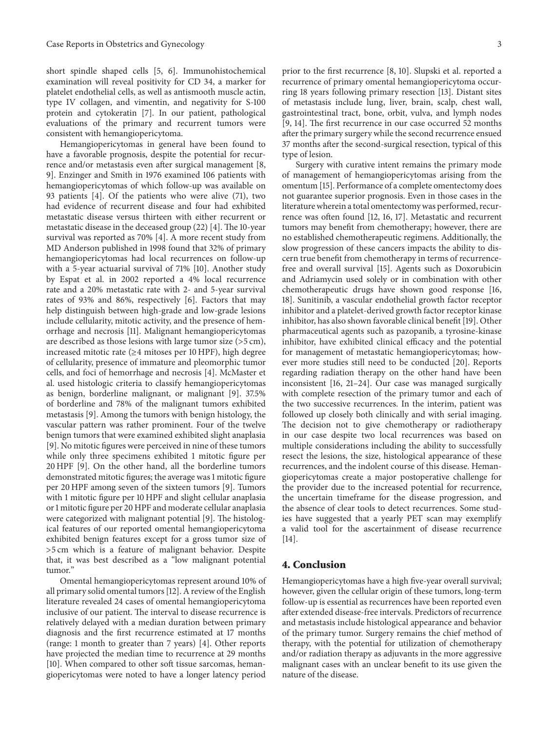short spindle shaped cells [5, 6]. Immunohistochemical examination will reveal positivity for CD 34, a marker for platelet endothelial cells, as well as antismooth muscle actin, type IV collagen, and vimentin, and negativity for S-100 protein and cytokeratin [7]. In our patient, pathological evaluations of the primary and recurrent tumors were consistent with hemangiopericytoma.

Hemangiopericytomas in general have been found to have a favorable prognosis, despite the potential for recurrence and/or metastasis even after surgical management [8, 9]. Enzinger and Smith in 1976 examined 106 patients with hemangiopericytomas of which follow-up was available on 93 patients [4]. Of the patients who were alive (71), two had evidence of recurrent disease and four had exhibited metastatic disease versus thirteen with either recurrent or metastatic disease in the deceased group (22) [4]. The 10-year survival was reported as 70% [4]. A more recent study from MD Anderson published in 1998 found that 32% of primary hemangiopericytomas had local recurrences on follow-up with a 5-year actuarial survival of 71% [10]. Another study by Espat et al. in 2002 reported a 4% local recurrence rate and a 20% metastatic rate with 2- and 5-year survival rates of 93% and 86%, respectively [6]. Factors that may help distinguish between high-grade and low-grade lesions include cellularity, mitotic activity, and the presence of hemorrhage and necrosis [11]. Malignant hemangiopericytomas are described as those lesions with large tumor size (>5 cm), increased mitotic rate (≥4 mitoses per 10 HPF), high degree of cellularity, presence of immature and pleomorphic tumor cells, and foci of hemorrhage and necrosis [4]. McMaster et al. used histologic criteria to classify hemangiopericytomas as benign, borderline malignant, or malignant [9]. 37.5% of borderline and 78% of the malignant tumors exhibited metastasis [9]. Among the tumors with benign histology, the vascular pattern was rather prominent. Four of the twelve benign tumors that were examined exhibited slight anaplasia [9]. No mitotic figures were perceived in nine of these tumors while only three specimens exhibited 1 mitotic figure per 20 HPF [9]. On the other hand, all the borderline tumors demonstrated mitotic figures; the average was 1 mitotic figure per 20 HPF among seven of the sixteen tumors [9]. Tumors with 1 mitotic figure per 10 HPF and slight cellular anaplasia or 1 mitotic figure per 20 HPF and moderate cellular anaplasia were categorized with malignant potential [9]. The histological features of our reported omental hemangiopericytoma exhibited benign features except for a gross tumor size of >5 cm which is a feature of malignant behavior. Despite that, it was best described as a "low malignant potential tumor."

Omental hemangiopericytomas represent around 10% of all primary solid omental tumors [12]. A review of the English literature revealed 24 cases of omental hemangiopericytoma inclusive of our patient. The interval to disease recurrence is relatively delayed with a median duration between primary diagnosis and the first recurrence estimated at 17 months (range: 1 month to greater than 7 years) [4]. Other reports have projected the median time to recurrence at 29 months [10]. When compared to other soft tissue sarcomas, hemangiopericytomas were noted to have a longer latency period prior to the first recurrence [8, 10]. Slupski et al. reported a recurrence of primary omental hemangiopericytoma occurring 18 years following primary resection [13]. Distant sites of metastasis include lung, liver, brain, scalp, chest wall, gastrointestinal tract, bone, orbit, vulva, and lymph nodes [9, 14]. The first recurrence in our case occurred 52 months after the primary surgery while the second recurrence ensued 37 months after the second-surgical resection, typical of this type of lesion.

Surgery with curative intent remains the primary mode of management of hemangiopericytomas arising from the omentum [15]. Performance of a complete omentectomy does not guarantee superior prognosis. Even in those cases in the literature wherein a total omentectomy was performed, recurrence was often found [12, 16, 17]. Metastatic and recurrent tumors may benefit from chemotherapy; however, there are no established chemotherapeutic regimens. Additionally, the slow progression of these cancers impacts the ability to discern true benefit from chemotherapy in terms of recurrence-free and overall survival [15]. Agents such as Doxorubicin and Adriamycin used solely or in combination with other chemotherapeutic drugs have shown good response [16, 18]. Sunitinib, a vascular endothelial growth factor receptor inhibitor and a platelet-derived growth factor receptor kinase inhibitor, has also shown favorable clinical benefit [19]. Other pharmaceutical agents such as pazopanib, a tyrosine-kinase inhibitor, have exhibited clinical efficacy and the potential for management of metastatic hemangiopericytomas; however more studies still need to be conducted [20]. Reports regarding radiation therapy on the other hand have been inconsistent [16, 21–24]. Our case was managed surgically with complete resection of the primary tumor and each of the two successive recurrences. In the interim, patient was followed up closely both clinically and with serial imaging. The decision not to give chemotherapy or radiotherapy in our case despite two local recurrences was based on multiple considerations including the ability to successfully resect the lesions, the size, histological appearance of these recurrences, and the indolent course of this disease. Hemangiopericytomas create a major postoperative challenge for the provider due to the increased potential for recurrence, the uncertain timeframe for the disease progression, and the absence of clear tools to detect recurrences. Some studies have suggested that a yearly PET scan may exemplify a valid tool for the ascertainment of disease recurrence [14].

## 4. Conclusion

Hemangiopericytomas have a high five-year overall survival; however, given the cellular origin of these tumors, long-term follow-up is essential as recurrences have been reported even after extended disease-free intervals. Predictors of recurrence and metastasis include histological appearance and behavior of the primary tumor. Surgery remains the chief method of therapy, with the potential for utilization of chemotherapy and/or radiation therapy as adjuvants in the more aggressive malignant cases with an unclear benefit to its use given the nature of the disease.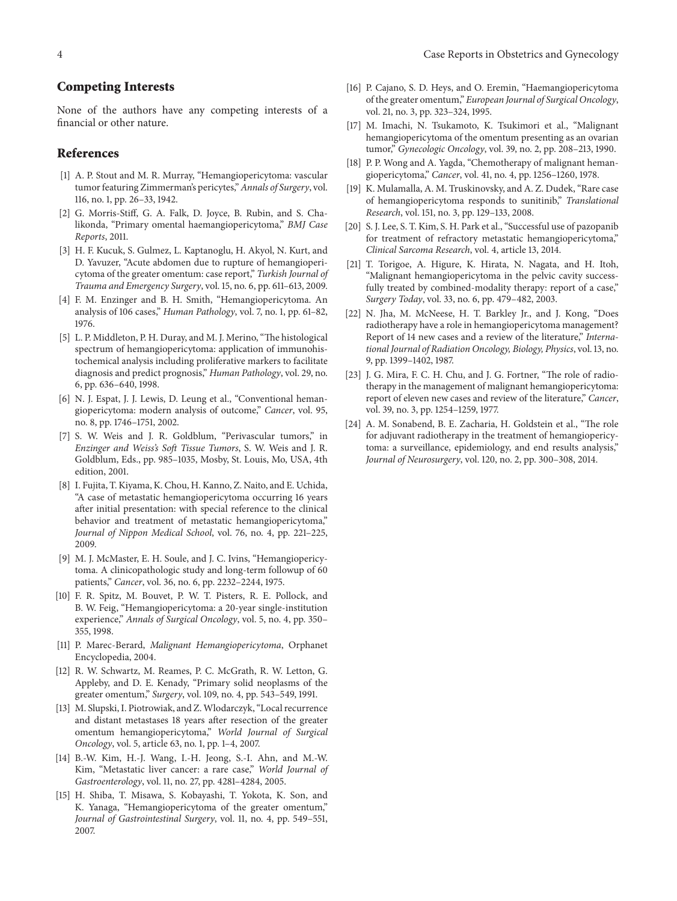## Competing Interests

None of the authors have any competing interests of a financial or other nature.

## References

[1] A. P. Stout and M. R. Murray, "Hemangiopericytoma: vascular tumor featuring Zimmerman's pericytes," *Annals of Surgery*, vol. 116, no. 1, pp. 26–33, 1942.

[2] G. Morris-Stiff, G. A. Falk, D. Joyce, B. Rubin, and S. Chalikonda, "Primary omental haemangiopericytoma," *BMJ Case Reports*, 2011.

[3] H. F. Kucuk, S. Gulmez, L. Kaptanoglu, H. Akyol, N. Kurt, and D. Yavuzer, "Acute abdomen due to rupture of hemangiopericytoma of the greater omentum: case report," *Turkish Journal of Trauma and Emergency Surgery*, vol. 15, no. 6, pp. 611–613, 2009.

[4] F. M. Enzinger and B. H. Smith, "Hemangiopericytoma. An analysis of 106 cases," *Human Pathology*, vol. 7, no. 1, pp. 61–82, 1976.

[5] L. P. Middleton, P. H. Duray, and M. J. Merino, "The histological spectrum of hemangiopericytoma: application of immunohistochemical analysis including proliferative markers to facilitate diagnosis and predict prognosis," *Human Pathology*, vol. 29, no. 6, pp. 636–640, 1998.

[6] N. J. Espat, J. J. Lewis, D. Leung et al., "Conventional hemangiopericytoma: modern analysis of outcome," *Cancer*, vol. 95, no. 8, pp. 1746–1751, 2002.

[7] S. W. Weis and J. R. Goldblum, "Perivascular tumors," in *Enzinger and Weiss's Soft Tissue Tumors*, S. W. Weis and J. R. Goldblum, Eds., pp. 985–1035, Mosby, St. Louis, Mo, USA, 4th edition, 2001.

[8] I. Fujita, T. Kiyama, K. Chou, H. Kanno, Z. Naito, and E. Uchida, "A case of metastatic hemangiopericytoma occurring 16 years after initial presentation: with special reference to the clinical behavior and treatment of metastatic hemangiopericytoma," *Journal of Nippon Medical School*, vol. 76, no. 4, pp. 221–225, 2009.

[9] M. J. McMaster, E. H. Soule, and J. C. Ivins, "Hemangiopericytoma. A clinicopathologic study and long-term followup of 60 patients," *Cancer*, vol. 36, no. 6, pp. 2232–2244, 1975.

[10] F. R. Spitz, M. Bouvet, P. W. T. Pisters, R. E. Pollock, and B. W. Feig, "Hemangiopericytoma: a 20-year single-institution experience," *Annals of Surgical Oncology*, vol. 5, no. 4, pp. 350–355, 1998.

[11] P. Marec-Berard, *Malignant Hemangiopericytoma*, Orphanet Encyclopedia, 2004.

[12] R. W. Schwartz, M. Reames, P. C. McGrath, R. W. Letton, G. Appleby, and D. E. Kenady, "Primary solid neoplasms of the greater omentum," *Surgery*, vol. 109, no. 4, pp. 543–549, 1991.

[13] M. Slupski, I. Piotrowiak, and Z. Wlodarczyk, "Local recurrence and distant metastases 18 years after resection of the greater omentum hemangiopericytoma," *World Journal of Surgical Oncology*, vol. 5, article 63, no. 1, pp. 1–4, 2007.

[14] B.-W. Kim, H.-J. Wang, I.-H. Jeong, S.-I. Ahn, and M.-W. Kim, "Metastatic liver cancer: a rare case," *World Journal of Gastroenterology*, vol. 11, no. 27, pp. 4281–4284, 2005.

[15] H. Shiba, T. Misawa, S. Kobayashi, T. Yokota, K. Son, and K. Yanaga, "Hemangiopericytoma of the greater omentum," *Journal of Gastrointestinal Surgery*, vol. 11, no. 4, pp. 549–551, 2007.

[16] P. Cajano, S. D. Heys, and O. Eremin, "Haemangiopericytoma of the greater omentum," *European Journal of Surgical Oncology*, vol. 21, no. 3, pp. 323–324, 1995.

[17] M. Imachi, N. Tsukamoto, K. Tsukimori et al., "Malignant hemangiopericytoma of the omentum presenting as an ovarian tumor," *Gynecologic Oncology*, vol. 39, no. 2, pp. 208–213, 1990.

[18] P. P. Wong and A. Yagda, "Chemotherapy of malignant hemangiopericytoma," *Cancer*, vol. 41, no. 4, pp. 1256–1260, 1978.

[19] K. Mulamalla, A. M. Truskinovsky, and A. Z. Dudek, "Rare case of hemangiopericytoma responds to sunitinib," *Translational Research*, vol. 151, no. 3, pp. 129–133, 2008.

[20] S. J. Lee, S. T. Kim, S. H. Park et al., "Successful use of pazopanib for treatment of refractory metastatic hemangiopericytoma," *Clinical Sarcoma Research*, vol. 4, article 13, 2014.

[21] T. Torigoe, A. Higure, K. Hirata, N. Nagata, and H. Itoh, "Malignant hemangiopericytoma in the pelvic cavity successfully treated by combined-modality therapy: report of a case," *Surgery Today*, vol. 33, no. 6, pp. 479–482, 2003.

[22] N. Jha, M. McNeese, H. T. Barkley Jr., and J. Kong, "Does radiotherapy have a role in hemangiopericytoma management? Report of 14 new cases and a review of the literature," *International Journal of Radiation Oncology, Biology, Physics*, vol. 13, no. 9, pp. 1399–1402, 1987.

[23] J. G. Mira, F. C. H. Chu, and J. G. Fortner, "The role of radiotherapy in the management of malignant hemangiopericytoma: report of eleven new cases and review of the literature," *Cancer*, vol. 39, no. 3, pp. 1254–1259, 1977.

[24] A. M. Sonabend, B. E. Zacharia, H. Goldstein et al., "The role for adjuvant radiotherapy in the treatment of hemangiopericytoma: a surveillance, epidemiology, and end results analysis," *Journal of Neurosurgery*, vol. 120, no. 2, pp. 300–308, 2014.